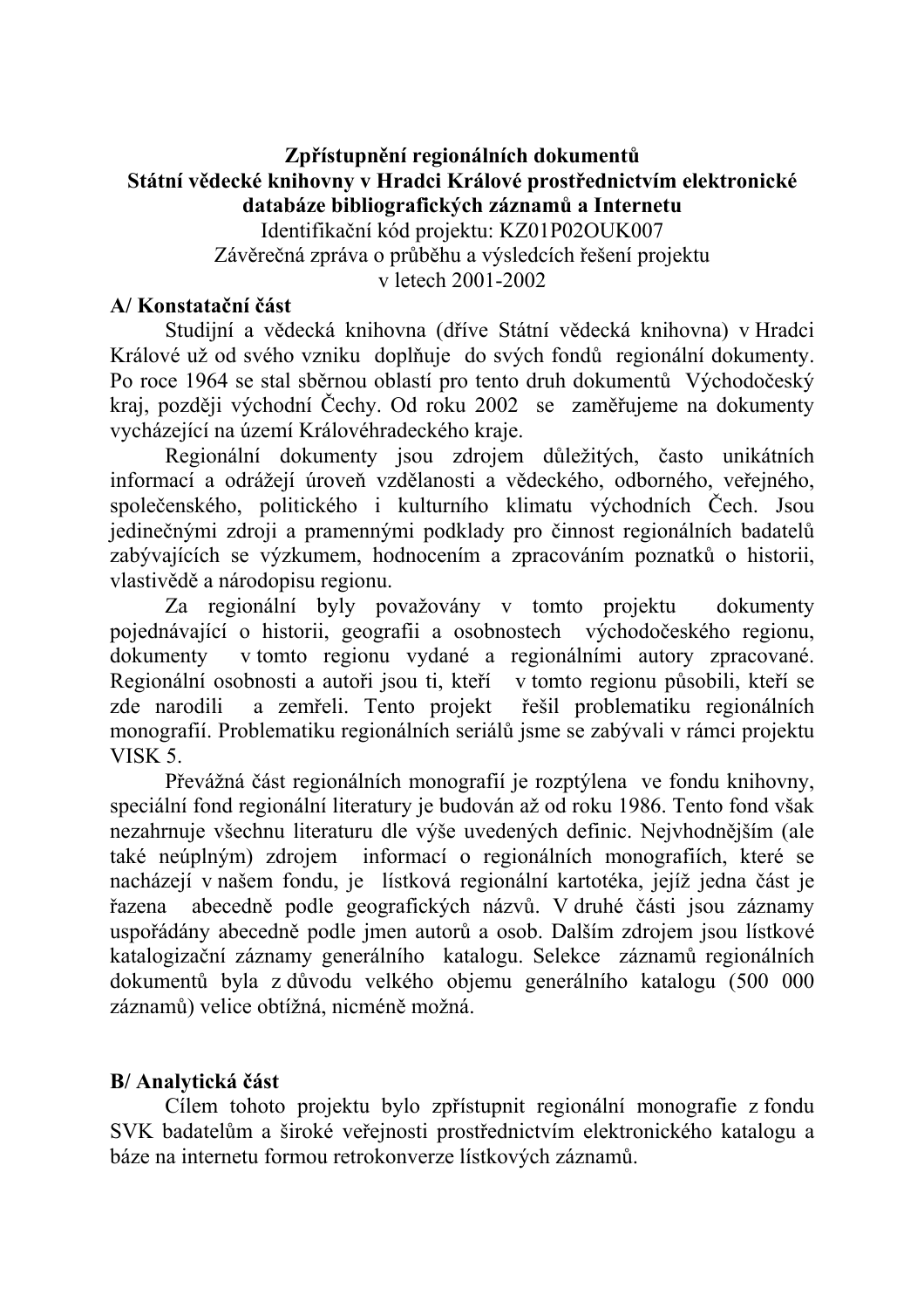**Zpřístupnění regionálních dokumentů**
**Státní vědecké knihovny v Hradci Králové prostřednictvím elektronické databáze bibliografických záznamů a Internetu**

Identifikační kód projektu: KZ01P02OUK007

Závěrečná zpráva o průběhu a výsledcích řešení projektu v letech 2001-2002

## A/ Konstatační část

Studijní a vědecká knihovna (dříve Státní vědecká knihovna) v Hradci Králové už od svého vzniku doplňuje do svých fondů regionální dokumenty. Po roce 1964 se stal sběrnou oblastí pro tento druh dokumentů Východočeský kraj, později východní Čechy. Od roku 2002 se zaměřujeme na dokumenty vycházející na území Královéhradeckého kraje.

Regionální dokumenty jsou zdrojem důležitých, často unikátních informací a odrážejí úroveň vzdělanosti a vědeckého, odborného, veřejného, společenského, politického i kulturního klimatu východních Čech. Jsou jedinečnými zdroji a pramennými podklady pro činnost regionálních badatelů zabývajících se výzkumem, hodnocením a zpracováním poznatků o historii, vlastivědě a národopisu regionu.

Za regionální byly považovány v tomto projektu dokumenty pojednávající o historii, geografii a osobnostech východočeského regionu, dokumenty v tomto regionu vydané a regionálními autory zpracované. Regionální osobnosti a autoři jsou ti, kteří v tomto regionu působili, kteří se zde narodili a zemřeli. Tento projekt řešil problematiku regionálních monografií. Problematiku regionálních seriálů jsme se zabývali v rámci projektu VISK 5.

Převážná část regionálních monografií je rozptýlena ve fondu knihovny, speciální fond regionální literatury je budován až od roku 1986. Tento fond však nezahrnuje všechnu literaturu dle výše uvedených definic. Nejvhodnějším (ale také neúplným) zdrojem informací o regionálních monografiích, které se nacházejí v našem fondu, je lístková regionální kartotéka, jejíž jedna část je řazena abecedně podle geografických názvů. V druhé části jsou záznamy uspořádány abecedně podle jmen autorů a osob. Dalším zdrojem jsou lístkové katalogizační záznamy generálního katalogu. Selekce záznamů regionálních dokumentů byla z důvodu velkého objemu generálního katalogu (500 000 záznamů) velice obtížná, nicméně možná.

## B/ Analytická část

Cílem tohoto projektu bylo zpřístupnit regionální monografie z fondu SVK badatelům a široké veřejnosti prostřednictvím elektronického katalogu a báze na internetu formou retrokonverze lístkových záznamů.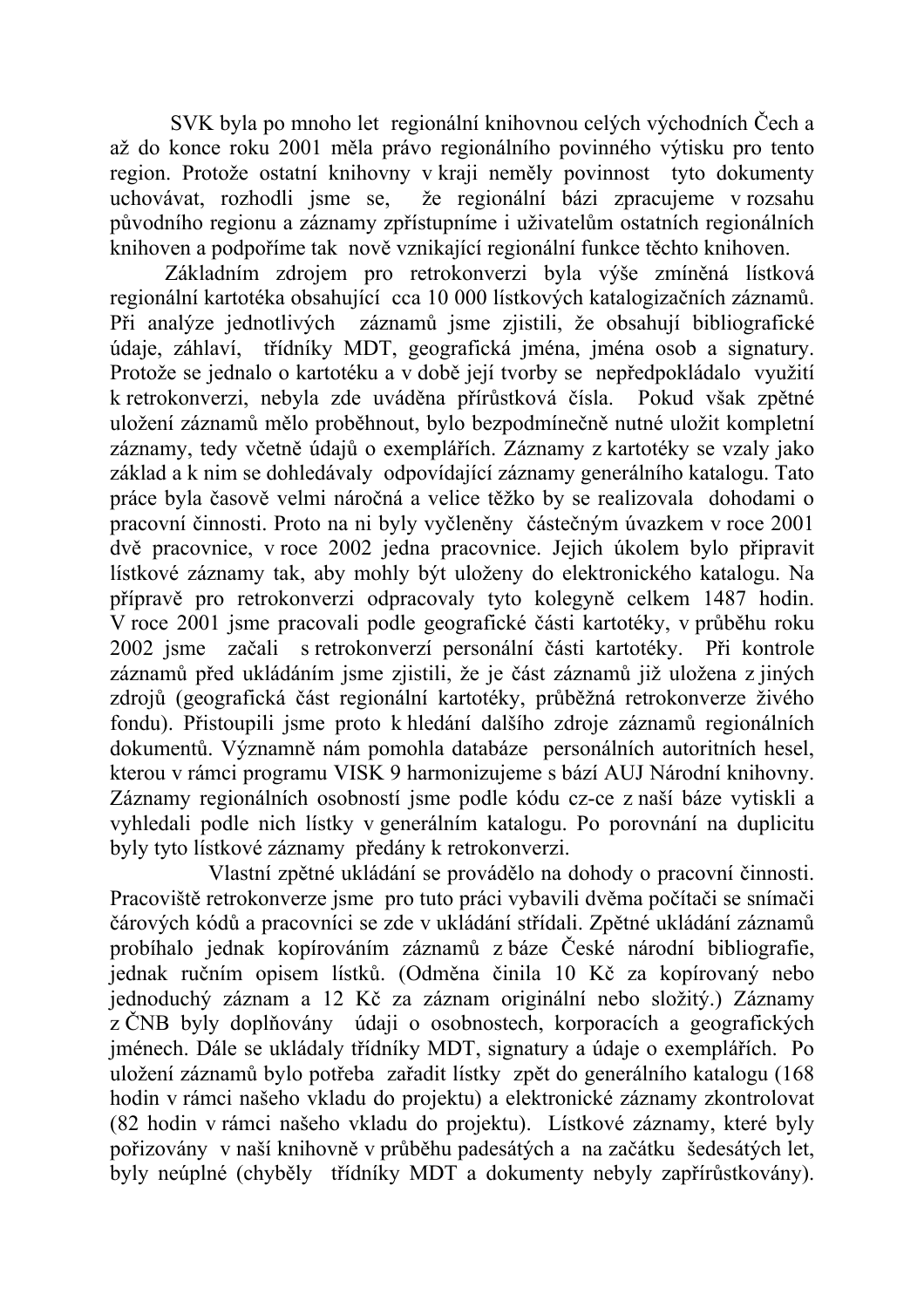SVK byla po mnoho let regionální knihovnou celých východních Čech a až do konce roku 2001 měla právo regionálního povinného výtisku pro tento region. Protože ostatní knihovny v kraji neměly povinnost tyto dokumenty uchovávat, rozhodli jsme se, že regionální bázi zpracujeme v rozsahu původního regionu a záznamy zpřístupníme i uživatelům ostatních regionálních knihoven a podpoříme tak nově vznikající regionální funkce těchto knihoven.

Základním zdrojem pro retrokonverzi byla výše zmíněná lístková regionální kartotéka obsahující cca 10 000 lístkových katalogizačních záznamů. Při analýze jednotlivých záznamů jsme zjistili, že obsahují bibliografické údaje, záhlaví, třídníky MDT, geografická jména, jména osob a signatury. Protože se jednalo o kartotéku a v době její tvorby se nepředpokládalo využití k retrokonverzi, nebyla zde uváděna přírůstková čísla. Pokud však zpětné uložení záznamů mělo proběhnout, bylo bezpodmínečně nutné uložit kompletní záznamy, tedy včetně údajů o exemplářích. Záznamy z kartotéky se vzaly jako základ a k nim se dohledávaly odpovídající záznamy generálního katalogu. Tato práce byla časově velmi náročná a velice těžko by se realizovala dohodami o pracovní činnosti. Proto na ni byly vyčleněny částečným úvazkem v roce 2001 dvě pracovnice, v roce 2002 jedna pracovnice. Jejich úkolem bylo připravit lístkové záznamy tak, aby mohly být uloženy do elektronického katalogu. Na přípravě pro retrokonverzi odpracovaly tyto kolegyně celkem 1487 hodin. V roce 2001 jsme pracovali podle geografické části kartotéky, v průběhu roku 2002 jsme začali s retrokonverzí personální části kartotéky. Při kontrole záznamů před ukládáním jsme zjistili, že je část záznamů již uložena z jiných zdrojů (geografická část regionální kartotéky, průběžná retrokonverze živého fondu). Přistoupili jsme proto k hledání dalšího zdroje záznamů regionálních dokumentů. Významně nám pomohla databáze personálních autoritních hesel, kterou v rámci programu VISK 9 harmonizujeme s bází AUJ Národní knihovny. Záznamy regionálních osobností jsme podle kódu cz-ce z naší báze vytiskli a vyhledali podle nich lístky v generálním katalogu. Po porovnání na duplicitu byly tyto lístkové záznamy předány k retrokonverzi.

Vlastní zpětné ukládání se provádělo na dohody o pracovní činnosti. Pracoviště retrokonverze jsme pro tuto práci vybavili dvěma počítači se snímači čárových kódů a pracovníci se zde v ukládání střídali. Zpětné ukládání záznamů probíhalo jednak kopírováním záznamů z báze České národní bibliografie, jednak ručním opisem lístků. (Odměna činila 10 Kč za kopírovaný nebo jednoduchý záznam a 12 Kč za záznam originální nebo složitý.) Záznamy z ČNB byly doplňovány údaji o osobnostech, korporacích a geografických jménech. Dále se ukládaly třídníky MDT, signatury a údaje o exemplářích. Po uložení záznamů bylo potřeba zařadit lístky zpět do generálního katalogu (168 hodin v rámci našeho vkladu do projektu) a elektronické záznamy zkontrolovat (82 hodin v rámci našeho vkladu do projektu). Lístkové záznamy, které byly pořizovány v naší knihovně v průběhu padesátých a na začátku šedesátých let, byly neúplné (chyběly třídníky MDT a dokumenty nebyly zapřírůstkovány).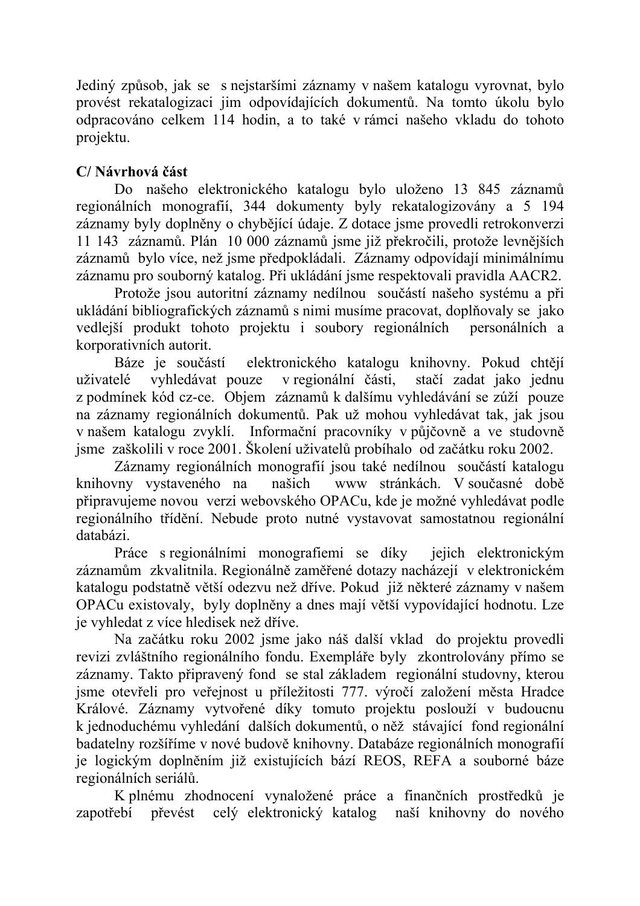Jediný způsob, jak se s nejstaršími záznamy v našem katalogu vyrovnat, bylo provést rekatalogizaci jim odpovídajících dokumentů. Na tomto úkolu bylo odpracováno celkem 114 hodin, a to také v rámci našeho vkladu do tohoto projektu.

**C/ Návrhová část**

Do našeho elektronického katalogu bylo uloženo 13 845 záznamů regionálních monografií, 344 dokumenty byly rekatalogizovány a 5 194 záznamy byly doplněny o chybějící údaje. Z dotace jsme provedli retrokonverzi 11 143 záznamů. Plán 10 000 záznamů jsme již překročili, protože levnějších záznamů bylo více, než jsme předpokládali. Záznamy odpovídají minimálnímu záznamu pro souborný katalog. Při ukládání jsme respektovali pravidla AACR2.

Protože jsou autoritní záznamy nedílnou součástí našeho systému a při ukládání bibliografických záznamů s nimi musíme pracovat, doplňovaly se jako vedlejší produkt tohoto projektu i soubory regionálních personálních a korporativních autorit.

Báze je součástí elektronického katalogu knihovny. Pokud chtějí uživatelé vyhledávat pouze v regionální části, stačí zadat jako jednu z podmínek kód cz-ce. Objem záznamů k dalšímu vyhledávání se zúží pouze na záznamy regionálních dokumentů. Pak už mohou vyhledávat tak, jak jsou v našem katalogu zvyklí. Informační pracovníky v půjčovně a ve studovně jsme zaškolili v roce 2001. Školení uživatelů probíhalo od začátku roku 2002.

Záznamy regionálních monografií jsou také nedílnou součástí katalogu knihovny vystaveného na našich www stránkách. V současné době připravujeme novou verzi webovského OPACu, kde je možné vyhledávat podle regionálního třídění. Nebude proto nutné vystavovat samostatnou regionální databázi.

Práce s regionálními monografiemi se díky jejich elektronickým záznamům zkvalitnila. Regionálně zaměřené dotazy nacházejí v elektronickém katalogu podstatně větší odezvu než dříve. Pokud již některé záznamy v našem OPACu existovaly, byly doplněny a dnes mají větší vypovídající hodnotu. Lze je vyhledat z více hledisek než dříve.

Na začátku roku 2002 jsme jako náš další vklad do projektu provedli revizi zvláštního regionálního fondu. Exempláře byly zkontrolovány přímo se záznamy. Takto připravený fond se stal základem regionální studovny, kterou jsme otevřeli pro veřejnost u příležitosti 777. výročí založení města Hradce Králové. Záznamy vytvořené díky tomuto projektu poslouží v budoucnu k jednoduchému vyhledání dalších dokumentů, o něž stávající fond regionální badatelny rozšíříme v nové budově knihovny. Databáze regionálních monografií je logickým doplněním již existujících bází REOS, REFA a souborné báze regionálních seriálů.

K plnému zhodnocení vynaložené práce a finančních prostředků je zapotřebí převést celý elektronický katalog naší knihovny do nového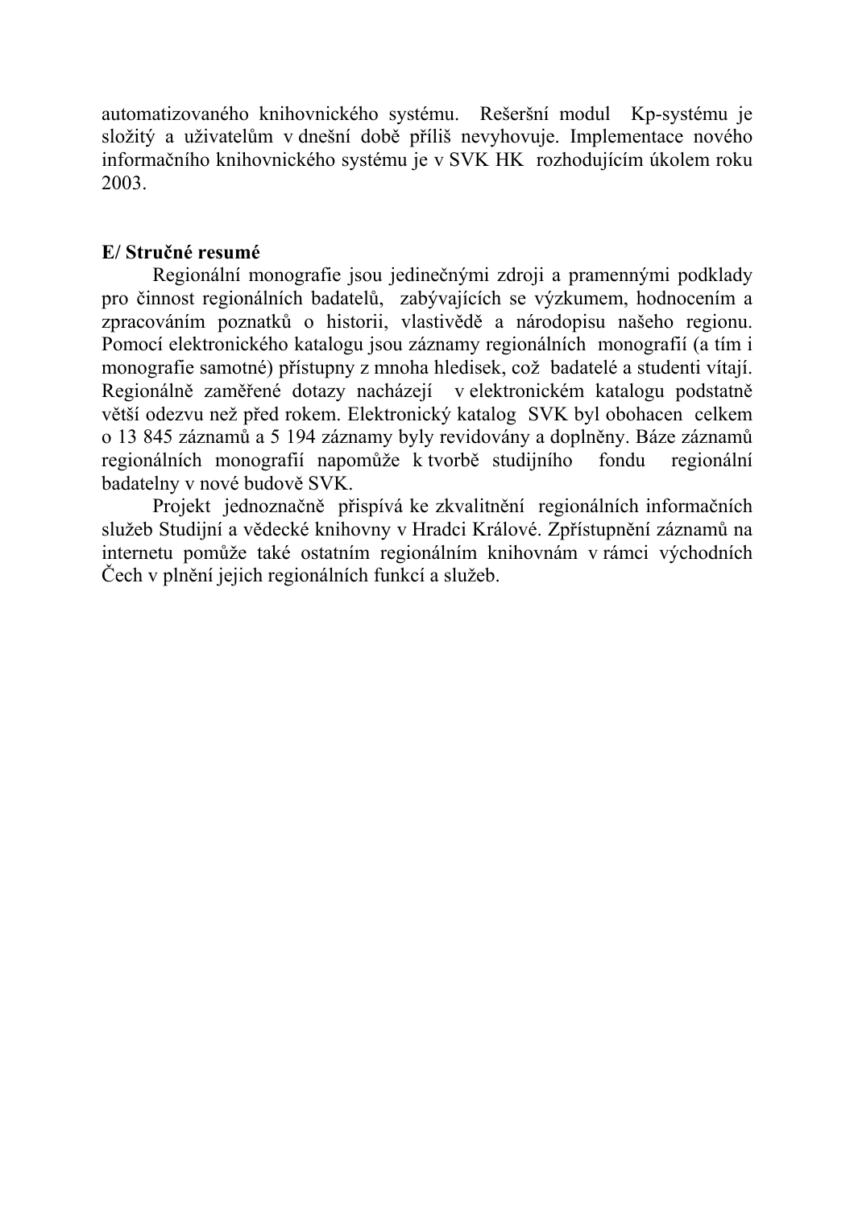automatizovaného knihovnického systému. Rešeršní modul Kp-systému je složitý a uživatelům v dnešní době příliš nevyhovuje. Implementace nového informačního knihovnického systému je v SVK HK rozhodujícím úkolem roku 2003.

**E/ Stručné resumé**

Regionální monografie jsou jedinečnými zdroji a pramennými podklady pro činnost regionálních badatelů, zabývajících se výzkumem, hodnocením a zpracováním poznatků o historii, vlastivědě a národopisu našeho regionu. Pomocí elektronického katalogu jsou záznamy regionálních monografií (a tím i monografie samotné) přístupny z mnoha hledisek, což badatelé a studenti vítají. Regionálně zaměřené dotazy nacházejí v elektronickém katalogu podstatně větší odezvu než před rokem. Elektronický katalog SVK byl obohacen celkem o 13 845 záznamů a 5 194 záznamy byly revidovány a doplněny. Báze záznamů regionálních monografií napomůže k tvorbě studijního fondu regionální badatelny v nové budově SVK.

Projekt jednoznačně přispívá ke zkvalitnění regionálních informačních služeb Studijní a vědecké knihovny v Hradci Králové. Zpřístupnění záznamů na internetu pomůže také ostatním regionálním knihovnám v rámci východních Čech v plnění jejich regionálních funkcí a služeb.